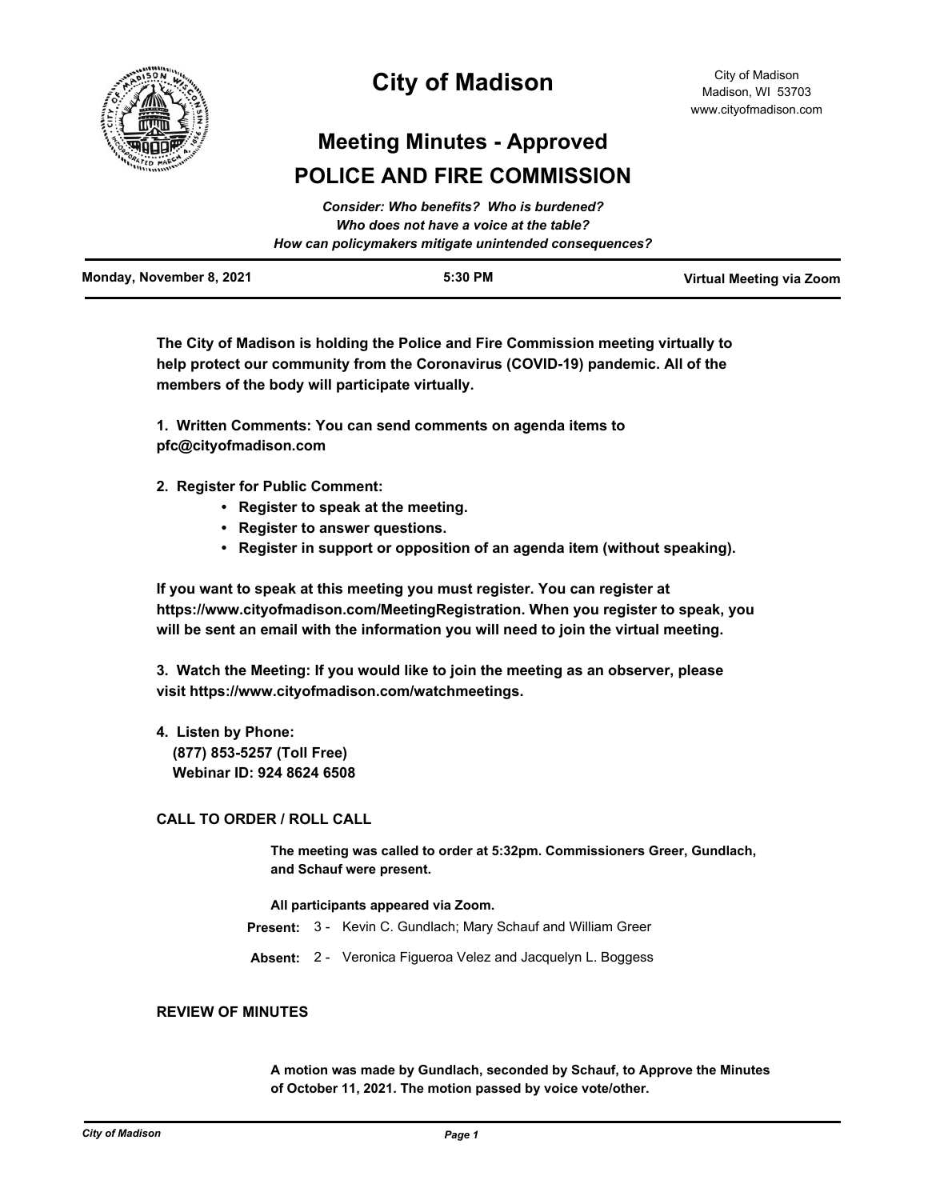# City of Madison

City of Madison
Madison, WI 53703
www.cityofmadison.com

## Meeting Minutes - Approved

## POLICE AND FIRE COMMISSION

*Consider: Who benefits? Who is burdened?*
*Who does not have a voice at the table?*
*How can policymakers mitigate unintended consequences?*

| Monday, November 8, 2021 | 5:30 PM | Virtual Meeting via Zoom |
|---|---|---|

**The City of Madison is holding the Police and Fire Commission meeting virtually to help protect our community from the Coronavirus (COVID-19) pandemic. All of the members of the body will participate virtually.**

**1. Written Comments: You can send comments on agenda items to pfc@cityofmadison.com**

**2. Register for Public Comment:**

- **Register to speak at the meeting.**
- **Register to answer questions.**
- **Register in support or opposition of an agenda item (without speaking).**

**If you want to speak at this meeting you must register. You can register at https://www.cityofmadison.com/MeetingRegistration. When you register to speak, you will be sent an email with the information you will need to join the virtual meeting.**

**3. Watch the Meeting: If you would like to join the meeting as an observer, please visit https://www.cityofmadison.com/watchmeetings.**

**4. Listen by Phone:**
**(877) 853-5257 (Toll Free)**
**Webinar ID: 924 8624 6508**

### CALL TO ORDER / ROLL CALL

**The meeting was called to order at 5:32pm. Commissioners Greer, Gundlach, and Schauf were present.**

**All participants appeared via Zoom.**

**Present:** 3 - Kevin C. Gundlach; Mary Schauf and William Greer

**Absent:** 2 - Veronica Figueroa Velez and Jacquelyn L. Boggess

### REVIEW OF MINUTES

**A motion was made by Gundlach, seconded by Schauf, to Approve the Minutes of October 11, 2021. The motion passed by voice vote/other.**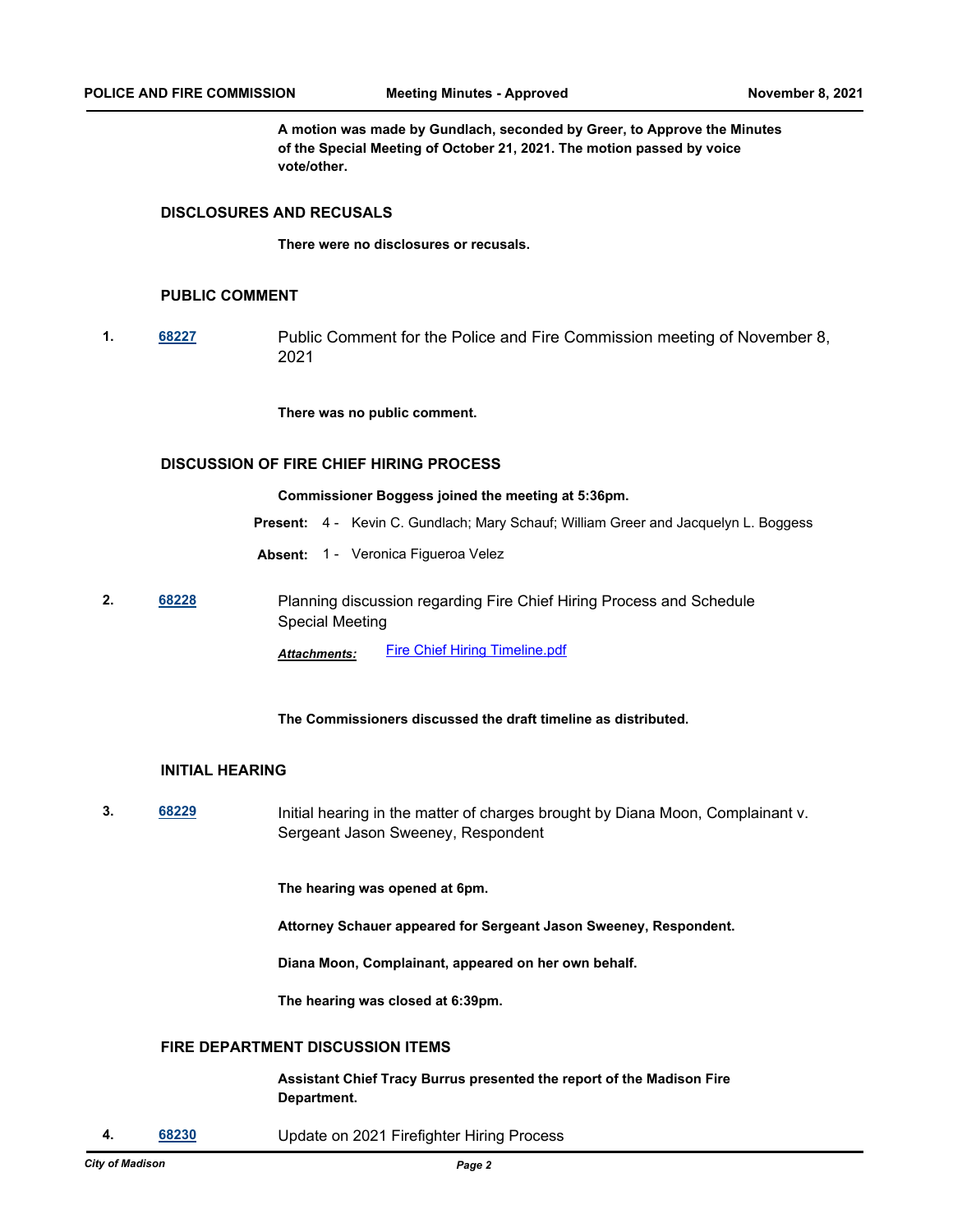**A motion was made by Gundlach, seconded by Greer, to Approve the Minutes of the Special Meeting of October 21, 2021. The motion passed by voice vote/other.**

## DISCLOSURES AND RECUSALS

**There were no disclosures or recusals.**

## PUBLIC COMMENT

**1.** [68227] Public Comment for the Police and Fire Commission meeting of November 8, 2021

**There was no public comment.**

## DISCUSSION OF FIRE CHIEF HIRING PROCESS

**Commissioner Boggess joined the meeting at 5:36pm.**

**Present:** 4 - Kevin C. Gundlach; Mary Schauf; William Greer and Jacquelyn L. Boggess

**Absent:** 1 - Veronica Figueroa Velez

**2.** [68228] Planning discussion regarding Fire Chief Hiring Process and Schedule Special Meeting

***Attachments:*** Fire Chief Hiring Timeline.pdf

**The Commissioners discussed the draft timeline as distributed.**

## INITIAL HEARING

**3.** [68229] Initial hearing in the matter of charges brought by Diana Moon, Complainant v. Sergeant Jason Sweeney, Respondent

**The hearing was opened at 6pm.**

**Attorney Schauer appeared for Sergeant Jason Sweeney, Respondent.**

**Diana Moon, Complainant, appeared on her own behalf.**

**The hearing was closed at 6:39pm.**

## FIRE DEPARTMENT DISCUSSION ITEMS

**Assistant Chief Tracy Burrus presented the report of the Madison Fire Department.**

**4.** [68230] Update on 2021 Firefighter Hiring Process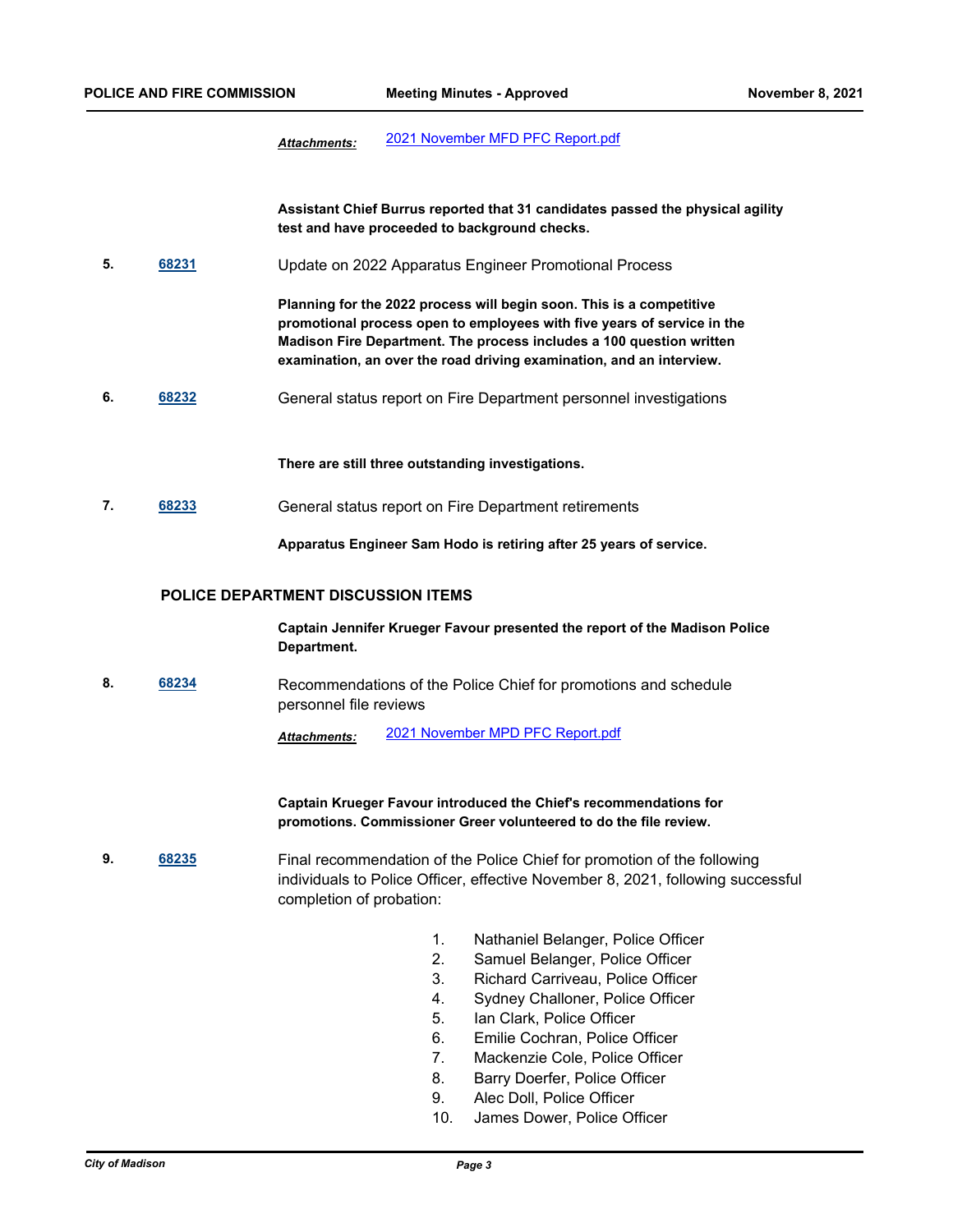*Attachments:* [2021 November MFD PFC Report.pdf]

**Assistant Chief Burrus reported that 31 candidates passed the physical agility test and have proceeded to background checks.**

**5.** **68231** Update on 2022 Apparatus Engineer Promotional Process

**Planning for the 2022 process will begin soon. This is a competitive promotional process open to employees with five years of service in the Madison Fire Department. The process includes a 100 question written examination, an over the road driving examination, and an interview.**

**6.** **68232** General status report on Fire Department personnel investigations

**There are still three outstanding investigations.**

**7.** **68233** General status report on Fire Department retirements

**Apparatus Engineer Sam Hodo is retiring after 25 years of service.**

## POLICE DEPARTMENT DISCUSSION ITEMS

**Captain Jennifer Krueger Favour presented the report of the Madison Police Department.**

**8.** **68234** Recommendations of the Police Chief for promotions and schedule personnel file reviews

*Attachments:* [2021 November MPD PFC Report.pdf]

**Captain Krueger Favour introduced the Chief's recommendations for promotions. Commissioner Greer volunteered to do the file review.**

**9.** **68235** Final recommendation of the Police Chief for promotion of the following individuals to Police Officer, effective November 8, 2021, following successful completion of probation:

1. Nathaniel Belanger, Police Officer
2. Samuel Belanger, Police Officer
3. Richard Carriveau, Police Officer
4. Sydney Challoner, Police Officer
5. Ian Clark, Police Officer
6. Emilie Cochran, Police Officer
7. Mackenzie Cole, Police Officer
8. Barry Doerfer, Police Officer
9. Alec Doll, Police Officer
10. James Dower, Police Officer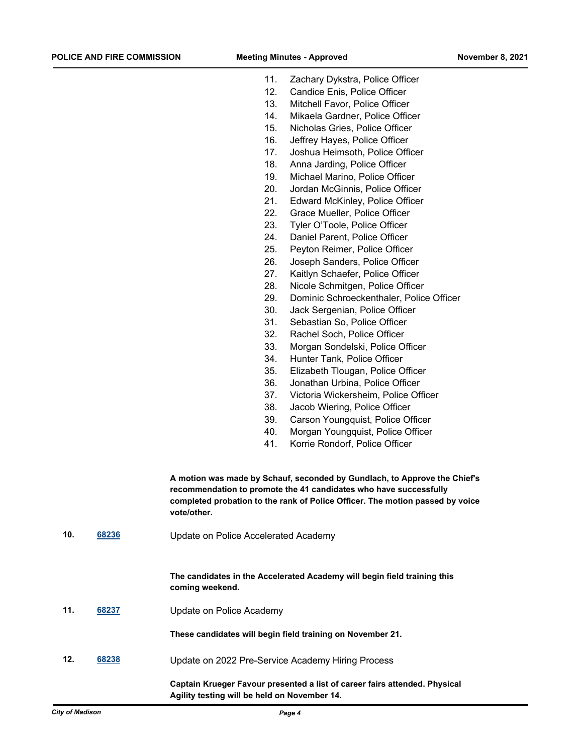11. Zachary Dykstra, Police Officer
12. Candice Enis, Police Officer
13. Mitchell Favor, Police Officer
14. Mikaela Gardner, Police Officer
15. Nicholas Gries, Police Officer
16. Jeffrey Hayes, Police Officer
17. Joshua Heimsoth, Police Officer
18. Anna Jarding, Police Officer
19. Michael Marino, Police Officer
20. Jordan McGinnis, Police Officer
21. Edward McKinley, Police Officer
22. Grace Mueller, Police Officer
23. Tyler O'Toole, Police Officer
24. Daniel Parent, Police Officer
25. Peyton Reimer, Police Officer
26. Joseph Sanders, Police Officer
27. Kaitlyn Schaefer, Police Officer
28. Nicole Schmitgen, Police Officer
29. Dominic Schroeckenthaler, Police Officer
30. Jack Sergenian, Police Officer
31. Sebastian So, Police Officer
32. Rachel Soch, Police Officer
33. Morgan Sondelski, Police Officer
34. Hunter Tank, Police Officer
35. Elizabeth Tlougan, Police Officer
36. Jonathan Urbina, Police Officer
37. Victoria Wickersheim, Police Officer
38. Jacob Wiering, Police Officer
39. Carson Youngquist, Police Officer
40. Morgan Youngquist, Police Officer
41. Korrie Rondorf, Police Officer

**A motion was made by Schauf, seconded by Gundlach, to Approve the Chief's recommendation to promote the 41 candidates who have successfully completed probation to the rank of Police Officer. The motion passed by voice vote/other.**

**10.** **68236** Update on Police Accelerated Academy

**The candidates in the Accelerated Academy will begin field training this coming weekend.**

**11.** **68237** Update on Police Academy

**These candidates will begin field training on November 21.**

**12.** **68238** Update on 2022 Pre-Service Academy Hiring Process

**Captain Krueger Favour presented a list of career fairs attended. Physical Agility testing will be held on November 14.**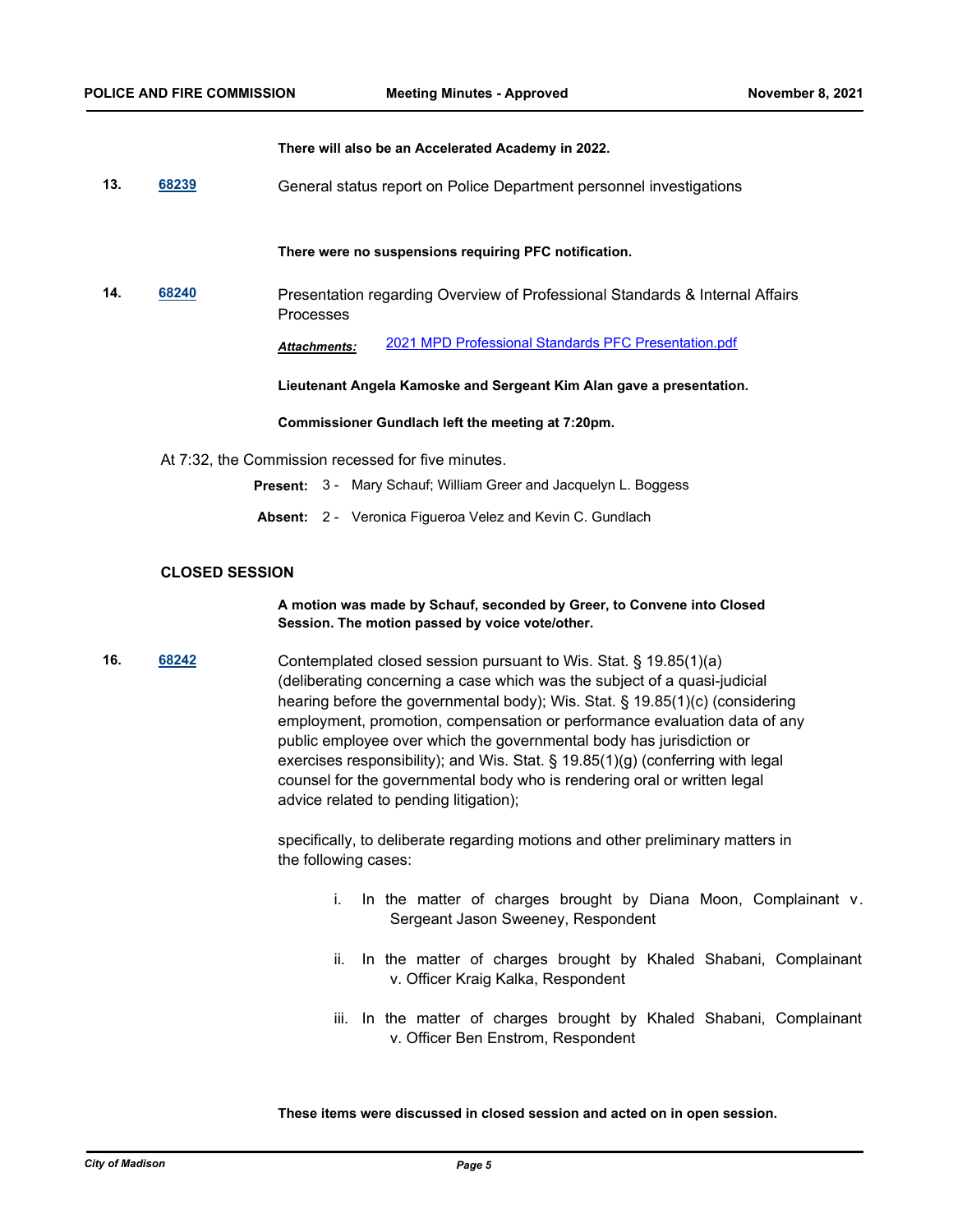**There will also be an Accelerated Academy in 2022.**

**13.** [68239](68239) General status report on Police Department personnel investigations

**There were no suspensions requiring PFC notification.**

**14.** [68240](68240) Presentation regarding Overview of Professional Standards & Internal Affairs Processes

***Attachments:*** [2021 MPD Professional Standards PFC Presentation.pdf](2021 MPD Professional Standards PFC Presentation.pdf)

**Lieutenant Angela Kamoske and Sergeant Kim Alan gave a presentation.**

**Commissioner Gundlach left the meeting at 7:20pm.**

At 7:32, the Commission recessed for five minutes.

**Present:** 3 - Mary Schauf; William Greer and Jacquelyn L. Boggess

**Absent:** 2 - Veronica Figueroa Velez and Kevin C. Gundlach

## CLOSED SESSION

**A motion was made by Schauf, seconded by Greer, to Convene into Closed Session. The motion passed by voice vote/other.**

**16.** [68242](68242) Contemplated closed session pursuant to Wis. Stat. § 19.85(1)(a) (deliberating concerning a case which was the subject of a quasi-judicial hearing before the governmental body); Wis. Stat. § 19.85(1)(c) (considering employment, promotion, compensation or performance evaluation data of any public employee over which the governmental body has jurisdiction or exercises responsibility); and Wis. Stat. § 19.85(1)(g) (conferring with legal counsel for the governmental body who is rendering oral or written legal advice related to pending litigation);

specifically, to deliberate regarding motions and other preliminary matters in the following cases:

i. In the matter of charges brought by Diana Moon, Complainant v. Sergeant Jason Sweeney, Respondent

ii. In the matter of charges brought by Khaled Shabani, Complainant v. Officer Kraig Kalka, Respondent

iii. In the matter of charges brought by Khaled Shabani, Complainant v. Officer Ben Enstrom, Respondent

**These items were discussed in closed session and acted on in open session.**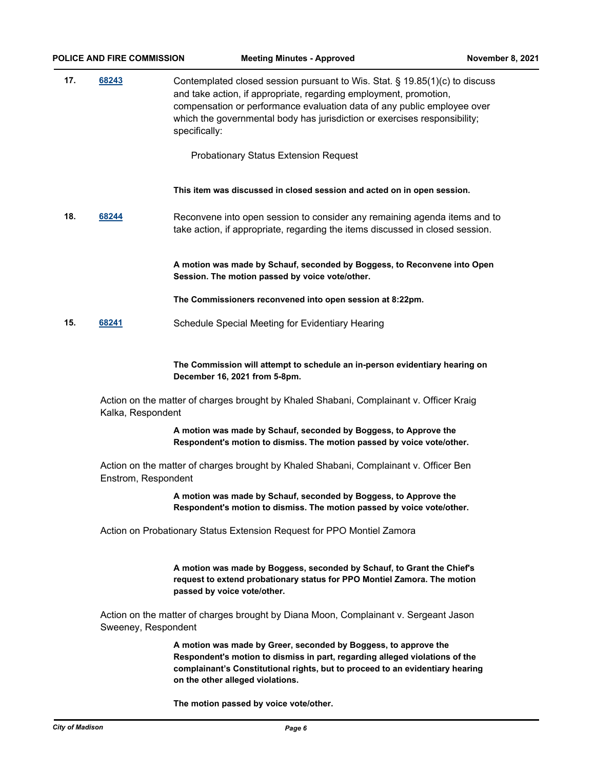**17.** **68243** Contemplated closed session pursuant to Wis. Stat. § 19.85(1)(c) to discuss and take action, if appropriate, regarding employment, promotion, compensation or performance evaluation data of any public employee over which the governmental body has jurisdiction or exercises responsibility; specifically:

Probationary Status Extension Request

**This item was discussed in closed session and acted on in open session.**

**18.** **68244** Reconvene into open session to consider any remaining agenda items and to take action, if appropriate, regarding the items discussed in closed session.

**A motion was made by Schauf, seconded by Boggess, to Reconvene into Open Session. The motion passed by voice vote/other.**

**The Commissioners reconvened into open session at 8:22pm.**

**15.** **68241** Schedule Special Meeting for Evidentiary Hearing

**The Commission will attempt to schedule an in-person evidentiary hearing on December 16, 2021 from 5-8pm.**

Action on the matter of charges brought by Khaled Shabani, Complainant v. Officer Kraig Kalka, Respondent

**A motion was made by Schauf, seconded by Boggess, to Approve the Respondent's motion to dismiss. The motion passed by voice vote/other.**

Action on the matter of charges brought by Khaled Shabani, Complainant v. Officer Ben Enstrom, Respondent

**A motion was made by Schauf, seconded by Boggess, to Approve the Respondent's motion to dismiss. The motion passed by voice vote/other.**

Action on Probationary Status Extension Request for PPO Montiel Zamora

**A motion was made by Boggess, seconded by Schauf, to Grant the Chief's request to extend probationary status for PPO Montiel Zamora. The motion passed by voice vote/other.**

Action on the matter of charges brought by Diana Moon, Complainant v. Sergeant Jason Sweeney, Respondent

**A motion was made by Greer, seconded by Boggess, to approve the Respondent's motion to dismiss in part, regarding alleged violations of the complainant's Constitutional rights, but to proceed to an evidentiary hearing on the other alleged violations.**

**The motion passed by voice vote/other.**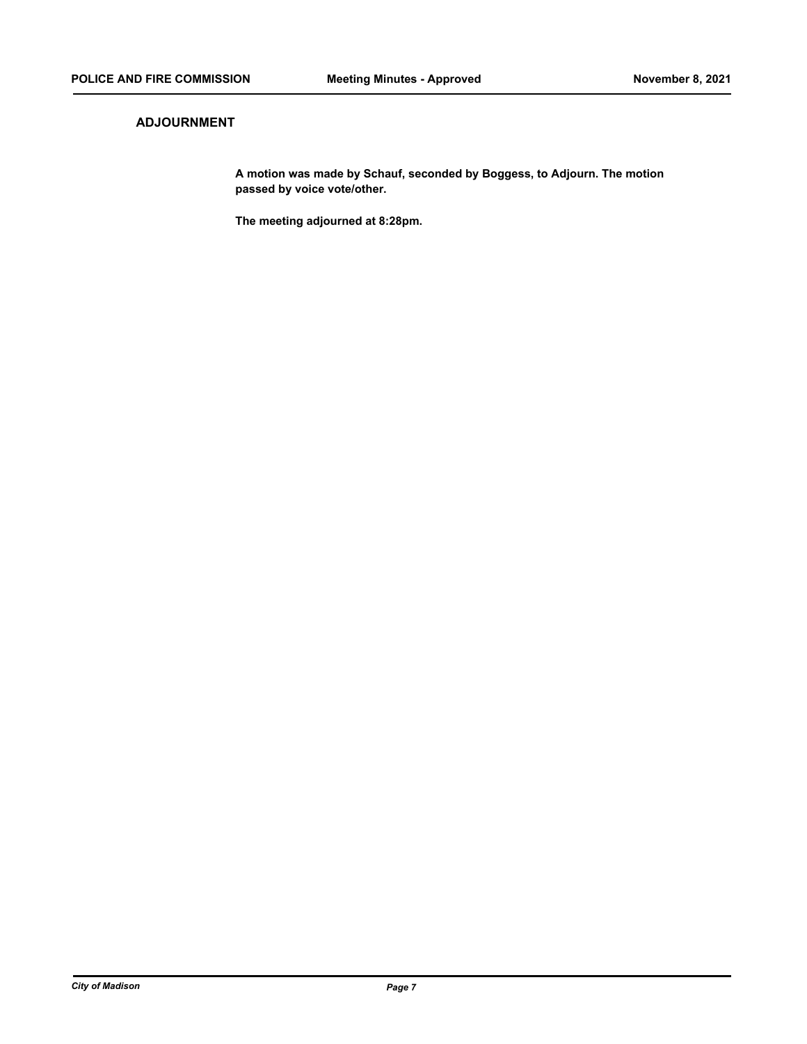## ADJOURNMENT

**A motion was made by Schauf, seconded by Boggess, to Adjourn. The motion passed by voice vote/other.**

**The meeting adjourned at 8:28pm.**